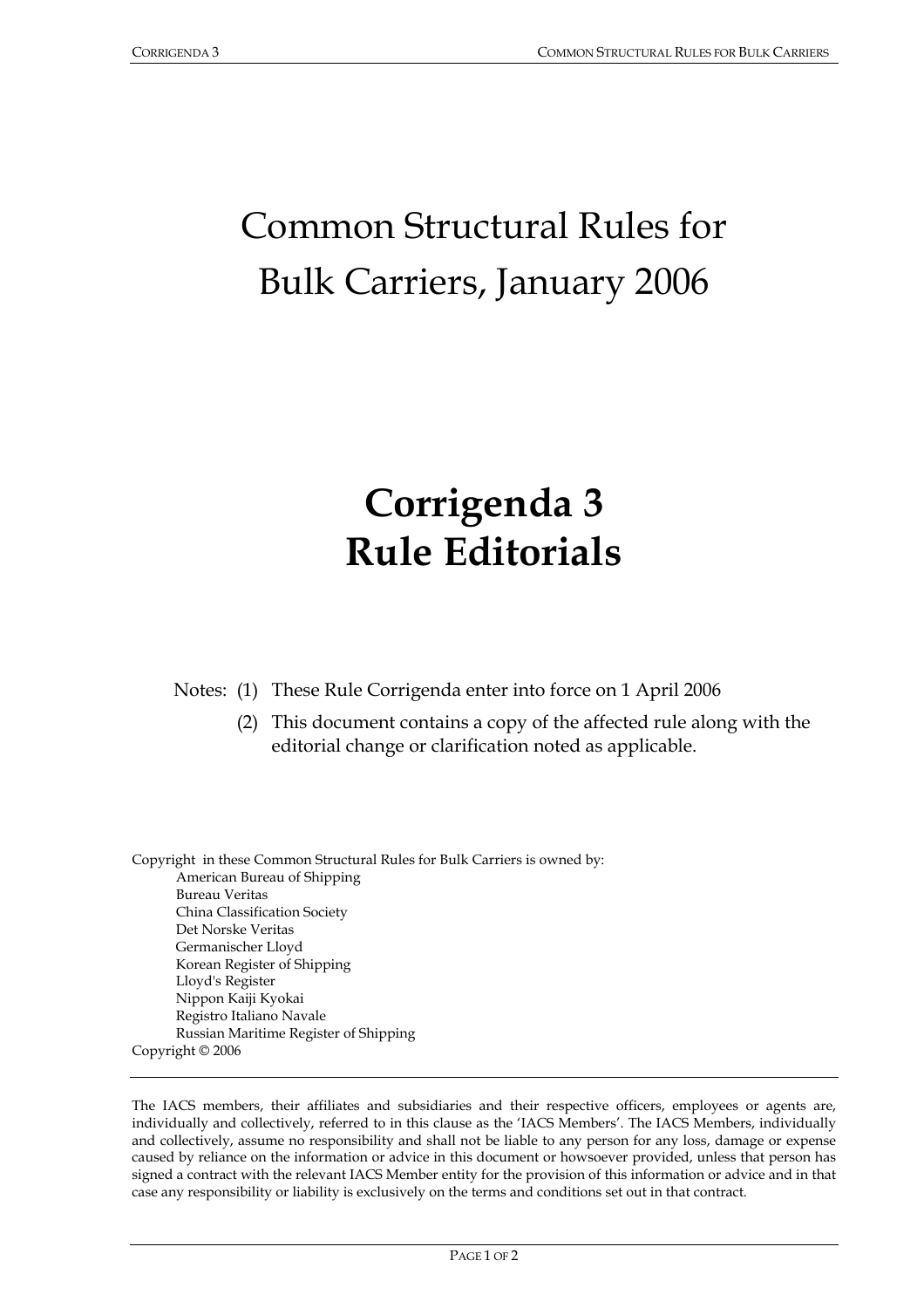# Common Structural Rules for Bulk Carriers, January 2006

# **Corrigenda 3 Rule Editorials**

Notes: (1) These Rule Corrigenda enter into force on 1 April 2006

(2) This document contains a copy of the affected rule along with the editorial change or clarification noted as applicable.

Copyright in these Common Structural Rules for Bulk Carriers is owned by:

American Bureau of Shipping
Bureau Veritas
China Classification Society
Det Norske Veritas
Germanischer Lloyd
Korean Register of Shipping
Lloyd's Register
Nippon Kaiji Kyokai
Registro Italiano Navale
Russian Maritime Register of Shipping

Copyright © 2006

The IACS members, their affiliates and subsidiaries and their respective officers, employees or agents are, individually and collectively, referred to in this clause as the 'IACS Members'. The IACS Members, individually and collectively, assume no responsibility and shall not be liable to any person for any loss, damage or expense caused by reliance on the information or advice in this document or howsoever provided, unless that person has signed a contract with the relevant IACS Member entity for the provision of this information or advice and in that case any responsibility or liability is exclusively on the terms and conditions set out in that contract.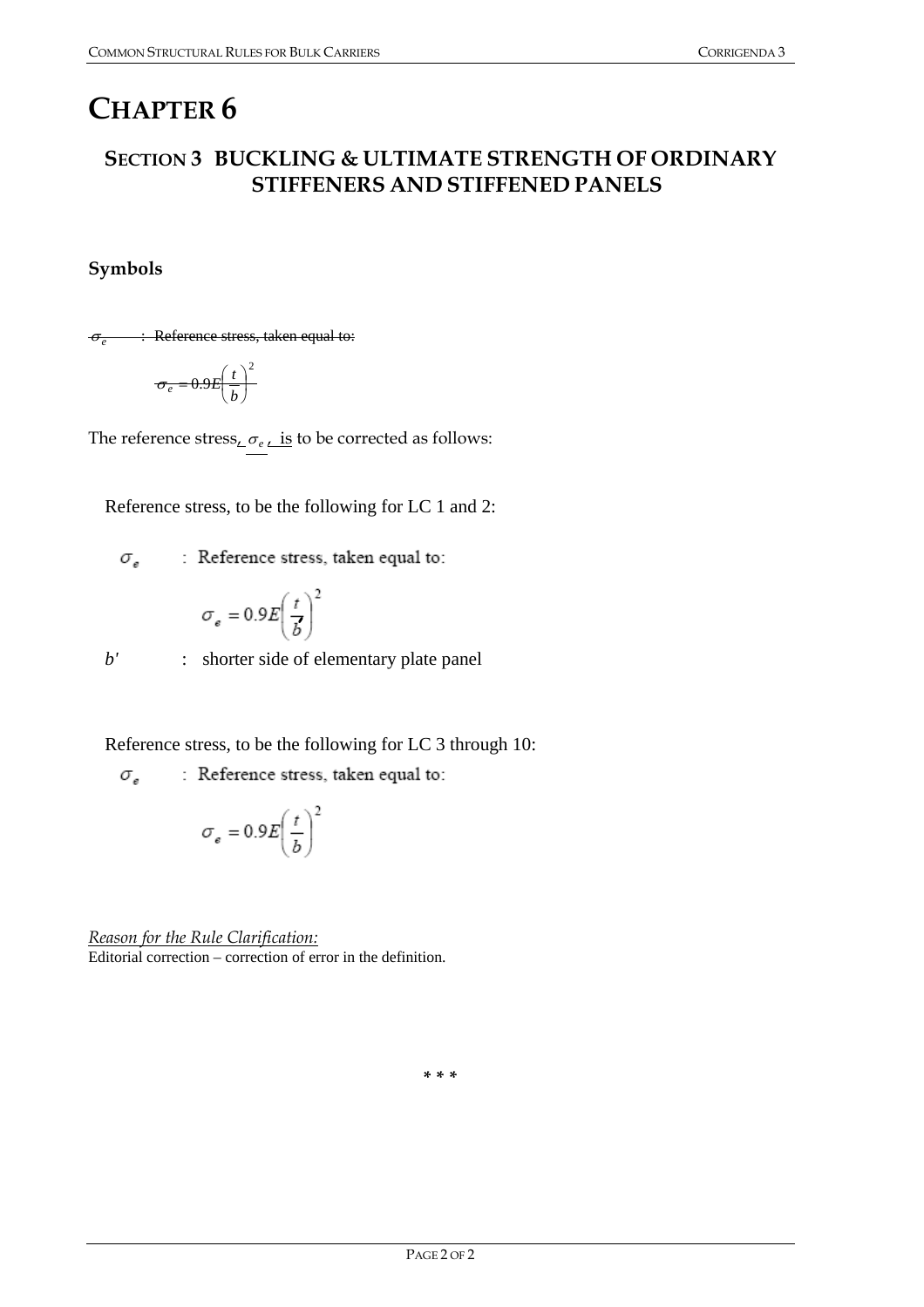# CHAPTER 6

## SECTION 3 BUCKLING & ULTIMATE STRENGTH OF ORDINARY STIFFENERS AND STIFFENED PANELS

### Symbols

~~$\sigma_e$ : Reference stress, taken equal to:~~

~~$$\sigma_e = 0.9E\left(\frac{t}{b}\right)^2$$~~

The reference stress, $\sigma_e$ , is to be corrected as follows:

Reference stress, to be the following for LC 1 and 2:

$\sigma_e$ : Reference stress, taken equal to:

$$\sigma_e = 0.9E\left(\frac{t}{b'}\right)^2$$

$b'$ : shorter side of elementary plate panel

Reference stress, to be the following for LC 3 through 10:

$\sigma_e$ : Reference stress, taken equal to:

$$\sigma_e = 0.9E\left(\frac{t}{b}\right)^2$$

*Reason for the Rule Clarification:*
Editorial correction – correction of error in the definition.

\* \* \*